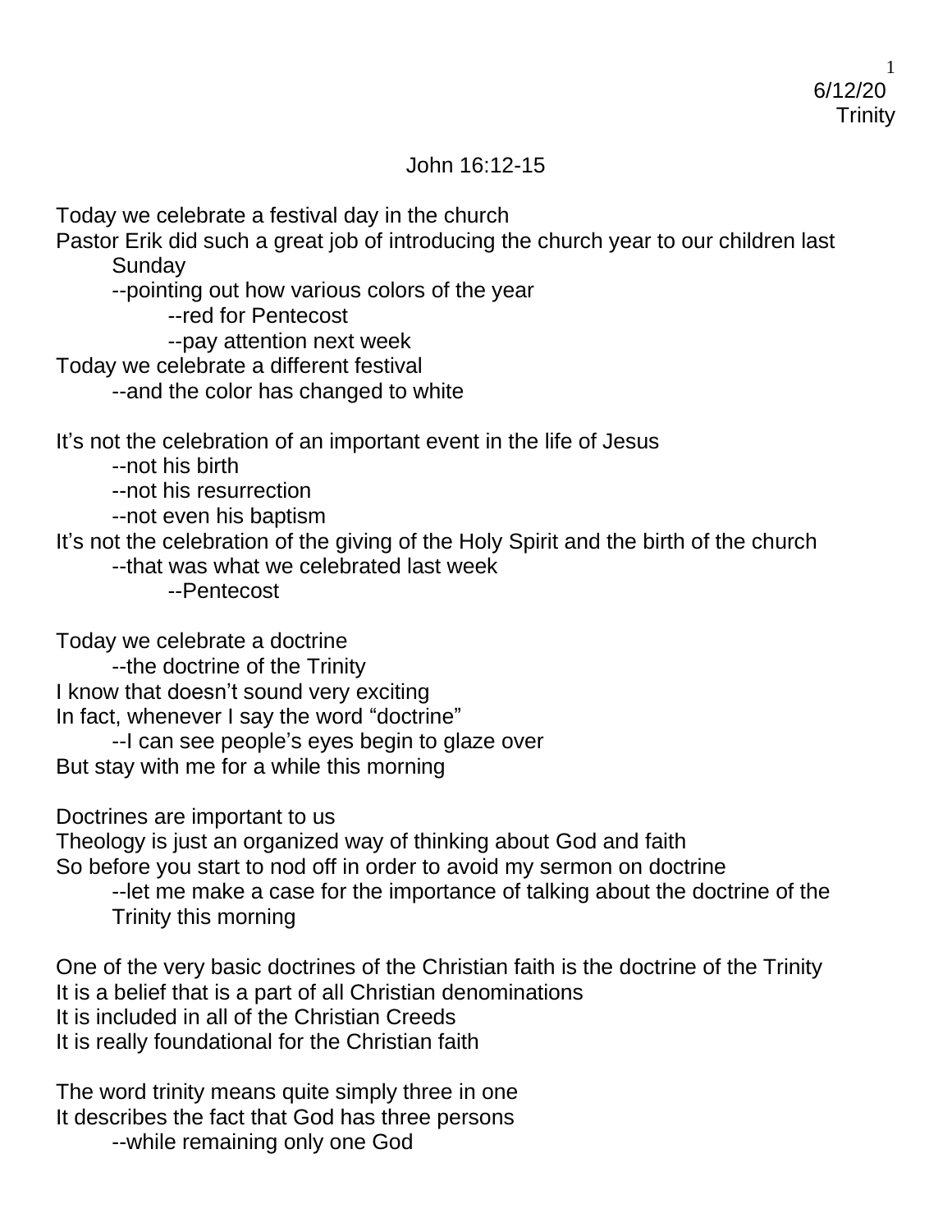6/12/20
Trinity

John 16:12-15

Today we celebrate a festival day in the church
Pastor Erik did such a great job of introducing the church year to our children last Sunday
    --pointing out how various colors of the year
        --red for Pentecost
        --pay attention next week
Today we celebrate a different festival
    --and the color has changed to white

It's not the celebration of an important event in the life of Jesus
    --not his birth
    --not his resurrection
    --not even his baptism
It's not the celebration of the giving of the Holy Spirit and the birth of the church
    --that was what we celebrated last week
        --Pentecost

Today we celebrate a doctrine
    --the doctrine of the Trinity
I know that doesn't sound very exciting
In fact, whenever I say the word "doctrine"
    --I can see people's eyes begin to glaze over
But stay with me for a while this morning

Doctrines are important to us
Theology is just an organized way of thinking about God and faith
So before you start to nod off in order to avoid my sermon on doctrine
    --let me make a case for the importance of talking about the doctrine of the Trinity this morning

One of the very basic doctrines of the Christian faith is the doctrine of the Trinity
It is a belief that is a part of all Christian denominations
It is included in all of the Christian Creeds
It is really foundational for the Christian faith

The word trinity means quite simply three in one
It describes the fact that God has three persons
    --while remaining only one God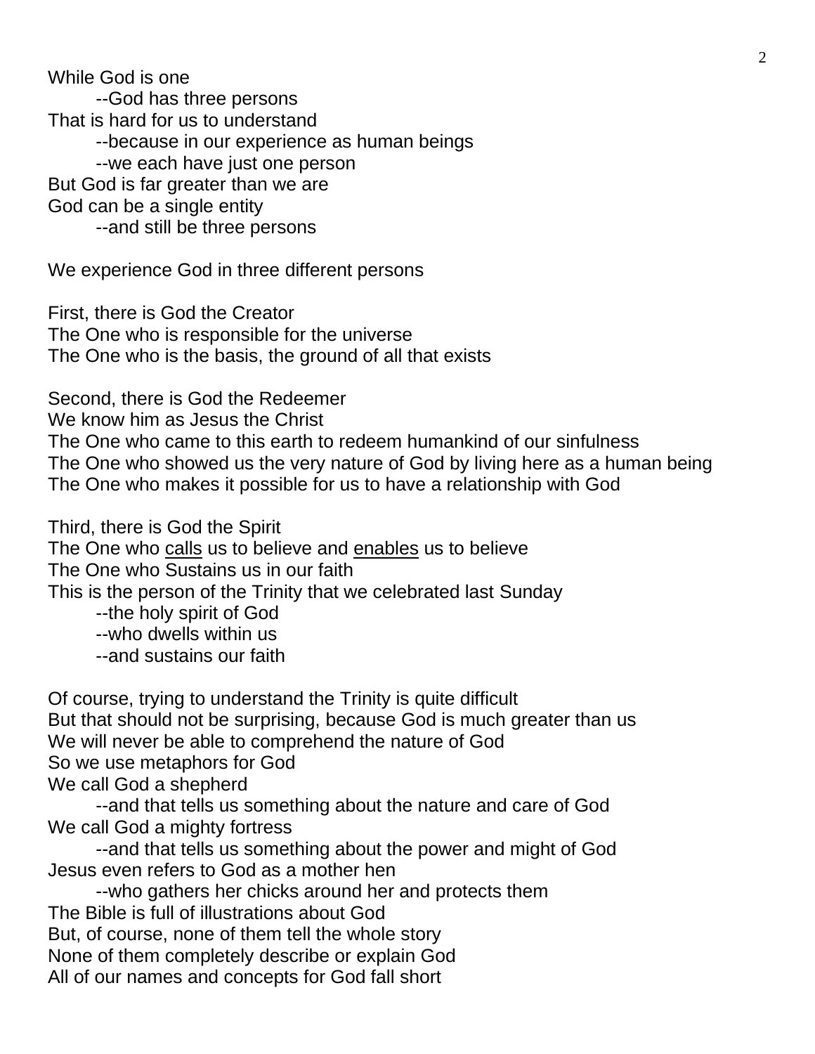While God is one

--God has three persons

That is hard for us to understand

--because in our experience as human beings

--we each have just one person

But God is far greater than we are

God can be a single entity

--and still be three persons

We experience God in three different persons

First, there is God the Creator

The One who is responsible for the universe

The One who is the basis, the ground of all that exists

Second, there is God the Redeemer

We know him as Jesus the Christ

The One who came to this earth to redeem humankind of our sinfulness

The One who showed us the very nature of God by living here as a human being

The One who makes it possible for us to have a relationship with God

Third, there is God the Spirit

The One who <u>calls</u> us to believe and <u>enables</u> us to believe

The One who Sustains us in our faith

This is the person of the Trinity that we celebrated last Sunday

--the holy spirit of God

--who dwells within us

--and sustains our faith

Of course, trying to understand the Trinity is quite difficult

But that should not be surprising, because God is much greater than us

We will never be able to comprehend the nature of God

So we use metaphors for God

We call God a shepherd

--and that tells us something about the nature and care of God

We call God a mighty fortress

--and that tells us something about the power and might of God

Jesus even refers to God as a mother hen

--who gathers her chicks around her and protects them

The Bible is full of illustrations about God

But, of course, none of them tell the whole story

None of them completely describe or explain God

All of our names and concepts for God fall short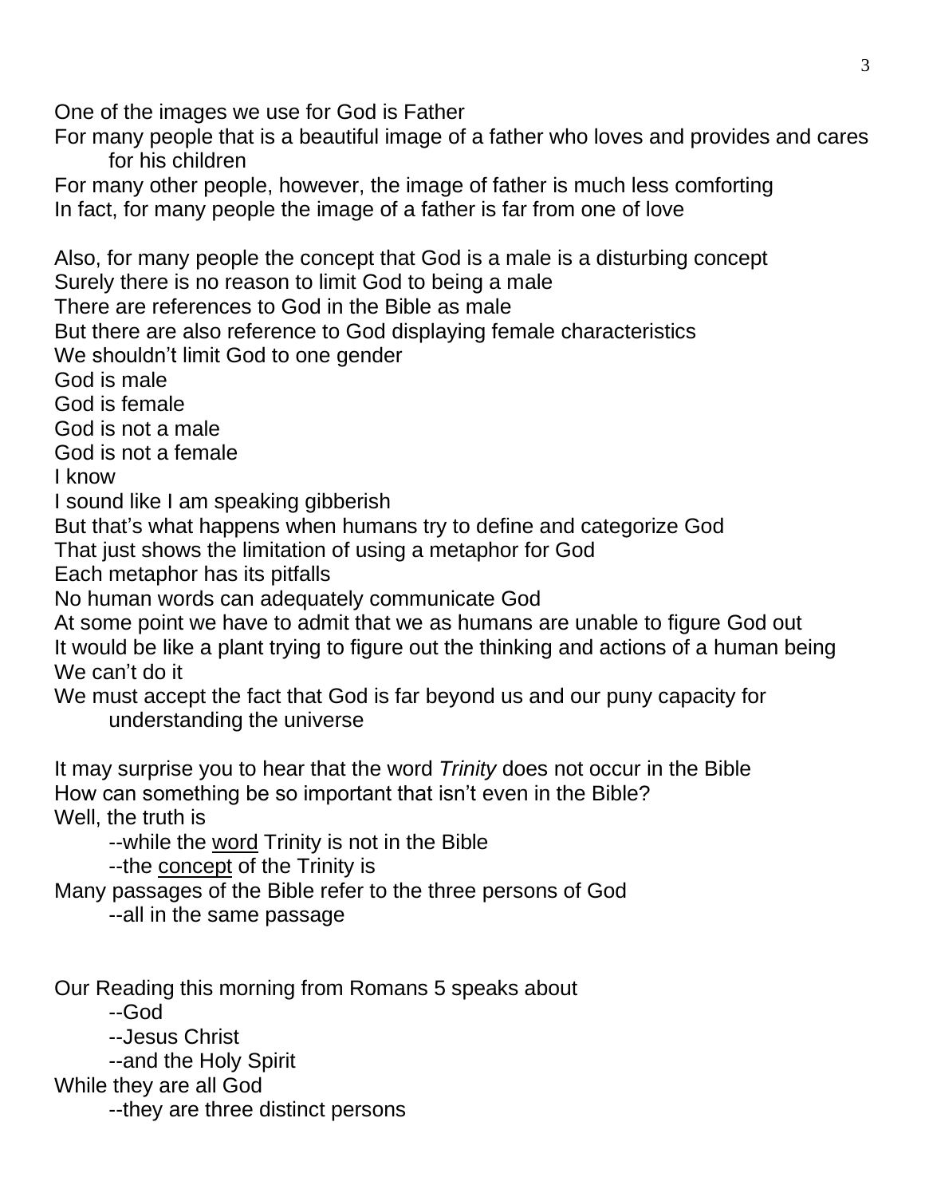One of the images we use for God is Father

For many people that is a beautiful image of a father who loves and provides and cares for his children

For many other people, however, the image of father is much less comforting

In fact, for many people the image of a father is far from one of love

Also, for many people the concept that God is a male is a disturbing concept

Surely there is no reason to limit God to being a male

There are references to God in the Bible as male

But there are also reference to God displaying female characteristics

We shouldn't limit God to one gender

God is male

God is female

God is not a male

God is not a female

I know

I sound like I am speaking gibberish

But that's what happens when humans try to define and categorize God

That just shows the limitation of using a metaphor for God

Each metaphor has its pitfalls

No human words can adequately communicate God

At some point we have to admit that we as humans are unable to figure God out

It would be like a plant trying to figure out the thinking and actions of a human being

We can't do it

We must accept the fact that God is far beyond us and our puny capacity for understanding the universe

It may surprise you to hear that the word *Trinity* does not occur in the Bible

How can something be so important that isn't even in the Bible?

Well, the truth is

--while the <u>word</u> Trinity is not in the Bible

--the <u>concept</u> of the Trinity is

Many passages of the Bible refer to the three persons of God

--all in the same passage

Our Reading this morning from Romans 5 speaks about

--God

--Jesus Christ

--and the Holy Spirit

While they are all God

--they are three distinct persons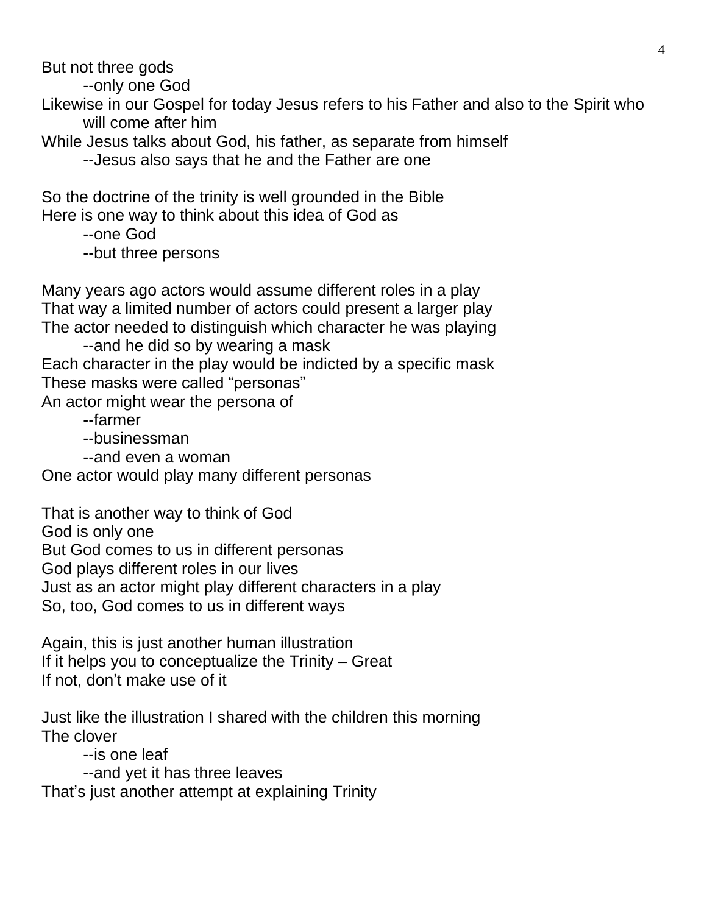But not three gods

  --only one God

Likewise in our Gospel for today Jesus refers to his Father and also to the Spirit who will come after him

While Jesus talks about God, his father, as separate from himself

  --Jesus also says that he and the Father are one

So the doctrine of the trinity is well grounded in the Bible

Here is one way to think about this idea of God as

  --one God

  --but three persons

Many years ago actors would assume different roles in a play

That way a limited number of actors could present a larger play

The actor needed to distinguish which character he was playing

  --and he did so by wearing a mask

Each character in the play would be indicted by a specific mask

These masks were called "personas"

An actor might wear the persona of

  --farmer

  --businessman

  --and even a woman

One actor would play many different personas

That is another way to think of God

God is only one

But God comes to us in different personas

God plays different roles in our lives

Just as an actor might play different characters in a play

So, too, God comes to us in different ways

Again, this is just another human illustration

If it helps you to conceptualize the Trinity – Great

If not, don't make use of it

Just like the illustration I shared with the children this morning

The clover

  --is one leaf

  --and yet it has three leaves

That's just another attempt at explaining Trinity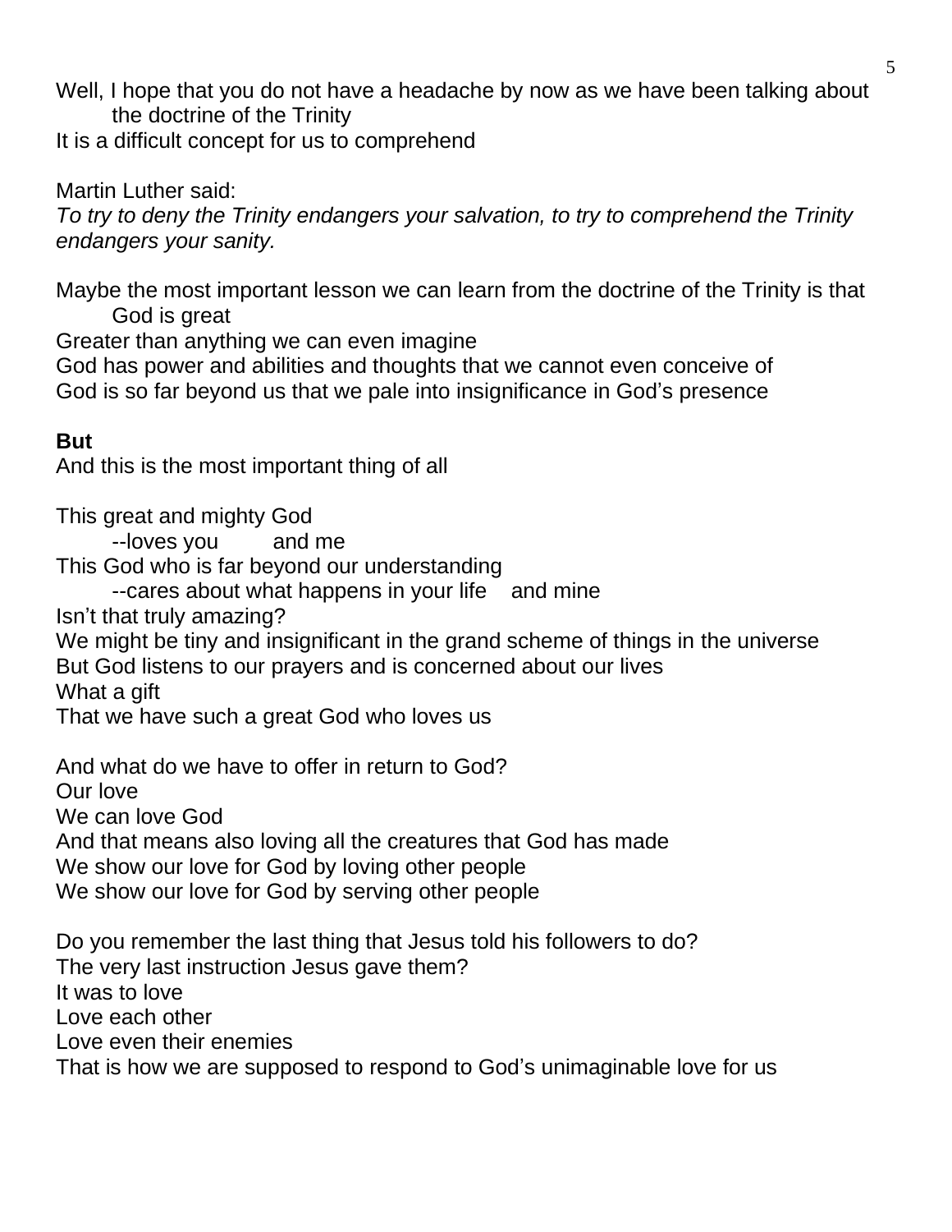Well, I hope that you do not have a headache by now as we have been talking about the doctrine of the Trinity
It is a difficult concept for us to comprehend

Martin Luther said:
*To try to deny the Trinity endangers your salvation, to try to comprehend the Trinity endangers your sanity.*

Maybe the most important lesson we can learn from the doctrine of the Trinity is that God is great
Greater than anything we can even imagine
God has power and abilities and thoughts that we cannot even conceive of
God is so far beyond us that we pale into insignificance in God's presence

**But**
And this is the most important thing of all

This great and mighty God
--loves you and me
This God who is far beyond our understanding
--cares about what happens in your life and mine
Isn't that truly amazing?
We might be tiny and insignificant in the grand scheme of things in the universe
But God listens to our prayers and is concerned about our lives
What a gift
That we have such a great God who loves us

And what do we have to offer in return to God?
Our love
We can love God
And that means also loving all the creatures that God has made
We show our love for God by loving other people
We show our love for God by serving other people

Do you remember the last thing that Jesus told his followers to do?
The very last instruction Jesus gave them?
It was to love
Love each other
Love even their enemies
That is how we are supposed to respond to God's unimaginable love for us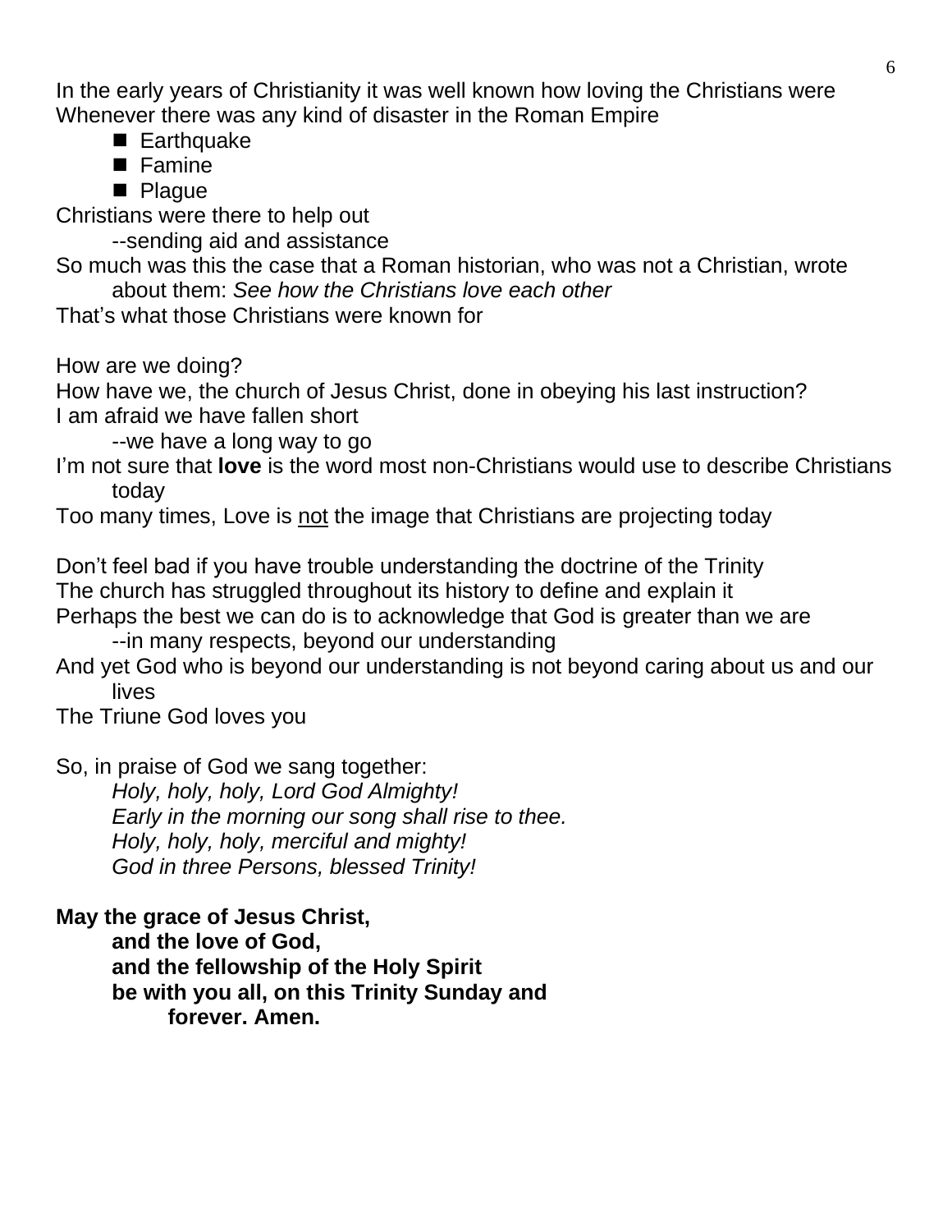In the early years of Christianity it was well known how loving the Christians were
Whenever there was any kind of disaster in the Roman Empire

- Earthquake
- Famine
- Plague

Christians were there to help out
  --sending aid and assistance
So much was this the case that a Roman historian, who was not a Christian, wrote about them: *See how the Christians love each other*
That's what those Christians were known for

How are we doing?
How have we, the church of Jesus Christ, done in obeying his last instruction?
I am afraid we have fallen short
  --we have a long way to go
I'm not sure that **love** is the word most non-Christians would use to describe Christians today
Too many times, Love is <u>not</u> the image that Christians are projecting today

Don't feel bad if you have trouble understanding the doctrine of the Trinity
The church has struggled throughout its history to define and explain it
Perhaps the best we can do is to acknowledge that God is greater than we are
  --in many respects, beyond our understanding
And yet God who is beyond our understanding is not beyond caring about us and our lives
The Triune God loves you

So, in praise of God we sang together:

*Holy, holy, holy, Lord God Almighty!*
*Early in the morning our song shall rise to thee.*
*Holy, holy, holy, merciful and mighty!*
*God in three Persons, blessed Trinity!*

**May the grace of Jesus Christ,**
**and the love of God,**
**and the fellowship of the Holy Spirit**
**be with you all, on this Trinity Sunday and forever. Amen.**